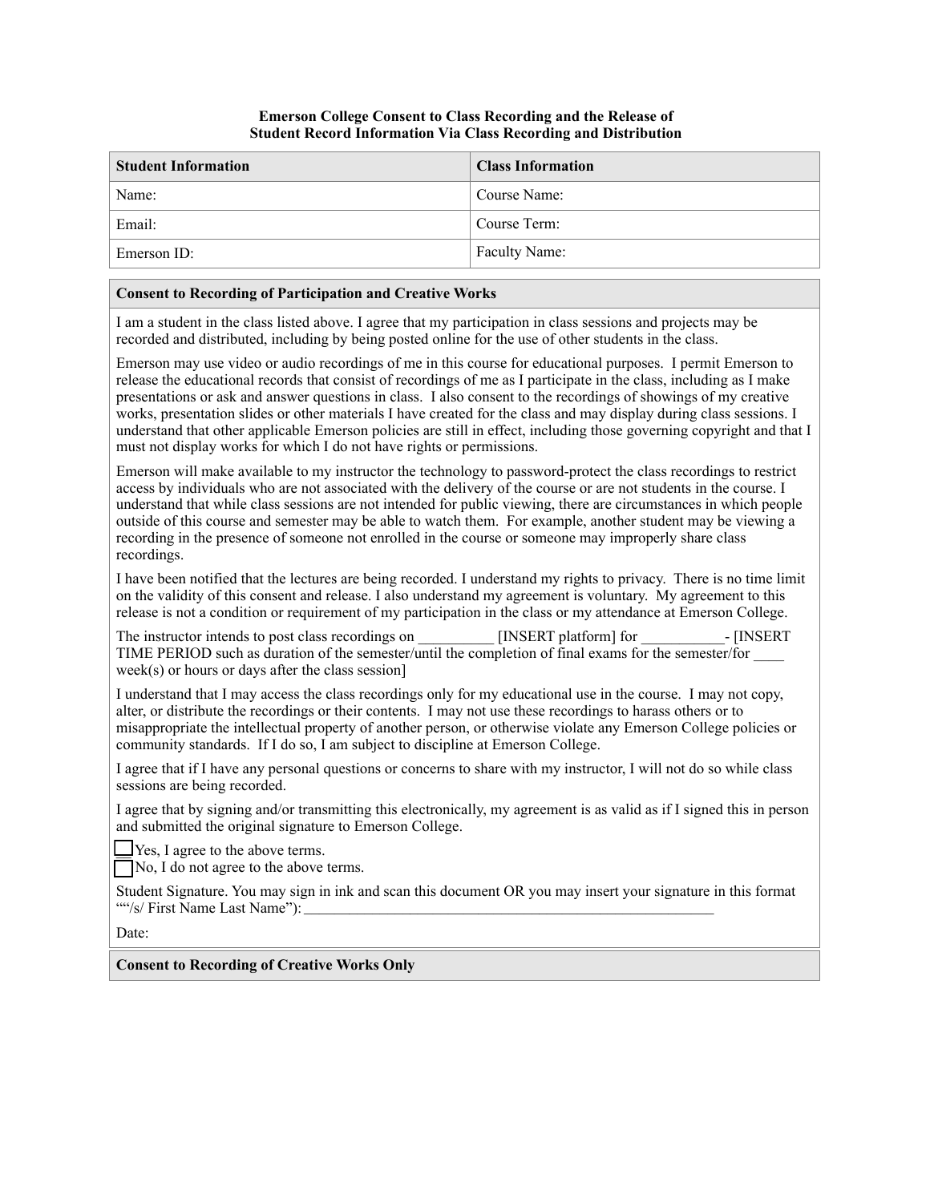**Emerson College Consent to Class Recording and the Release of Student Record Information Via Class Recording and Distribution**

| Student Information | Class Information |
| --- | --- |
| Name: | Course Name: |
| Email: | Course Term: |
| Emerson ID: | Faculty Name: |

**Consent to Recording of Participation and Creative Works**

I am a student in the class listed above. I agree that my participation in class sessions and projects may be recorded and distributed, including by being posted online for the use of other students in the class.

Emerson may use video or audio recordings of me in this course for educational purposes. I permit Emerson to release the educational records that consist of recordings of me as I participate in the class, including as I make presentations or ask and answer questions in class. I also consent to the recordings of showings of my creative works, presentation slides or other materials I have created for the class and may display during class sessions. I understand that other applicable Emerson policies are still in effect, including those governing copyright and that I must not display works for which I do not have rights or permissions.

Emerson will make available to my instructor the technology to password-protect the class recordings to restrict access by individuals who are not associated with the delivery of the course or are not students in the course. I understand that while class sessions are not intended for public viewing, there are circumstances in which people outside of this course and semester may be able to watch them. For example, another student may be viewing a recording in the presence of someone not enrolled in the course or someone may improperly share class recordings.

I have been notified that the lectures are being recorded. I understand my rights to privacy. There is no time limit on the validity of this consent and release. I also understand my agreement is voluntary. My agreement to this release is not a condition or requirement of my participation in the class or my attendance at Emerson College.

The instructor intends to post class recordings on __________ [INSERT platform] for ___________- [INSERT TIME PERIOD such as duration of the semester/until the completion of final exams for the semester/for ____ week(s) or hours or days after the class session]

I understand that I may access the class recordings only for my educational use in the course. I may not copy, alter, or distribute the recordings or their contents. I may not use these recordings to harass others or to misappropriate the intellectual property of another person, or otherwise violate any Emerson College policies or community standards. If I do so, I am subject to discipline at Emerson College.

I agree that if I have any personal questions or concerns to share with my instructor, I will not do so while class sessions are being recorded.

I agree that by signing and/or transmitting this electronically, my agreement is as valid as if I signed this in person and submitted the original signature to Emerson College.

☐ Yes, I agree to the above terms.
☐ No, I do not agree to the above terms.

Student Signature. You may sign in ink and scan this document OR you may insert your signature in this format "“/s/ First Name Last Name”): ________________________________________________________

Date:

**Consent to Recording of Creative Works Only**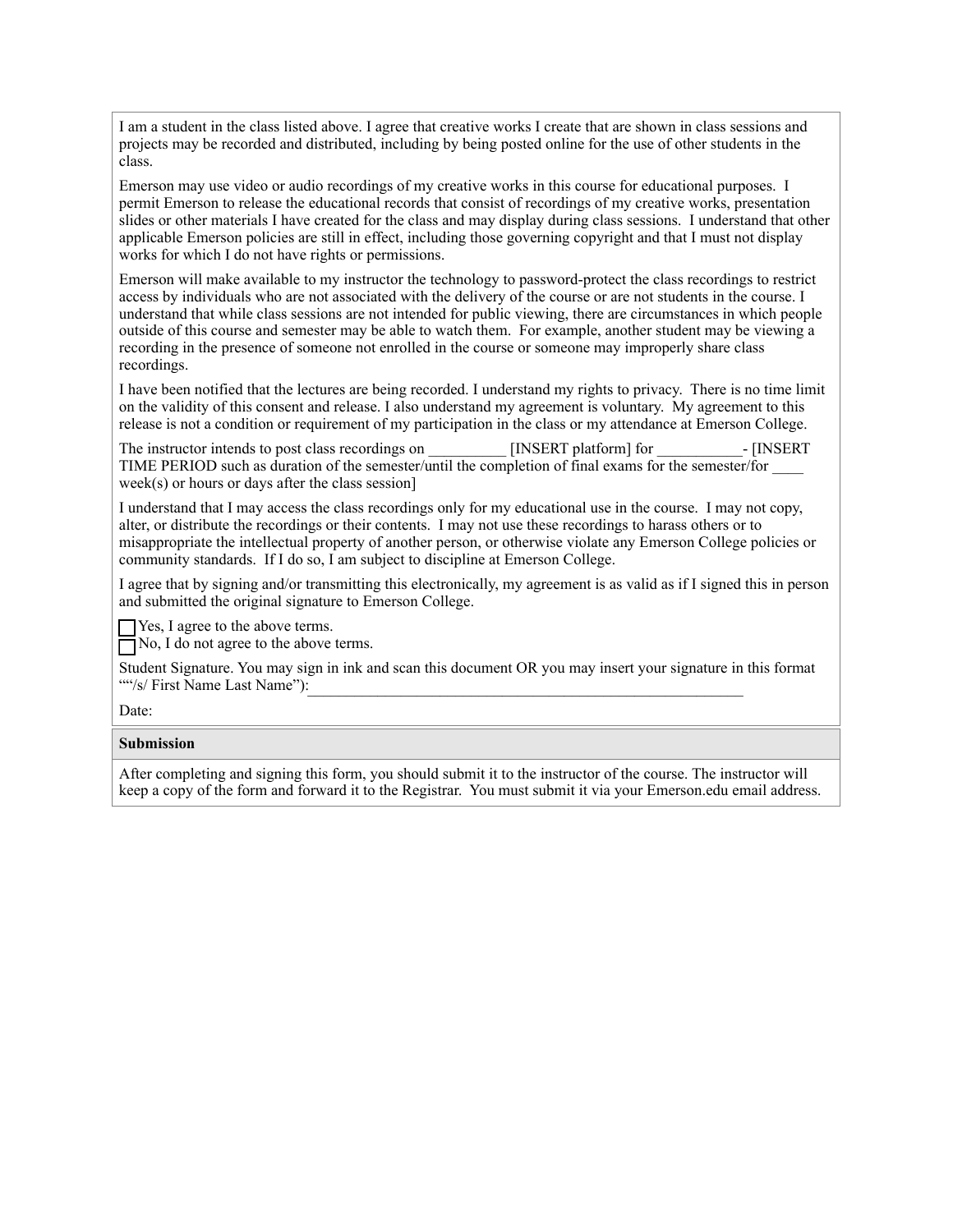I am a student in the class listed above. I agree that creative works I create that are shown in class sessions and projects may be recorded and distributed, including by being posted online for the use of other students in the class.

Emerson may use video or audio recordings of my creative works in this course for educational purposes. I permit Emerson to release the educational records that consist of recordings of my creative works, presentation slides or other materials I have created for the class and may display during class sessions. I understand that other applicable Emerson policies are still in effect, including those governing copyright and that I must not display works for which I do not have rights or permissions.

Emerson will make available to my instructor the technology to password-protect the class recordings to restrict access by individuals who are not associated with the delivery of the course or are not students in the course. I understand that while class sessions are not intended for public viewing, there are circumstances in which people outside of this course and semester may be able to watch them. For example, another student may be viewing a recording in the presence of someone not enrolled in the course or someone may improperly share class recordings.

I have been notified that the lectures are being recorded. I understand my rights to privacy. There is no time limit on the validity of this consent and release. I also understand my agreement is voluntary. My agreement to this release is not a condition or requirement of my participation in the class or my attendance at Emerson College.

The instructor intends to post class recordings on __________ [INSERT platform] for ___________- [INSERT TIME PERIOD such as duration of the semester/until the completion of final exams for the semester/for ____ week(s) or hours or days after the class session]

I understand that I may access the class recordings only for my educational use in the course. I may not copy, alter, or distribute the recordings or their contents. I may not use these recordings to harass others or to misappropriate the intellectual property of another person, or otherwise violate any Emerson College policies or community standards. If I do so, I am subject to discipline at Emerson College.

I agree that by signing and/or transmitting this electronically, my agreement is as valid as if I signed this in person and submitted the original signature to Emerson College.

☐ Yes, I agree to the above terms.
☐ No, I do not agree to the above terms.

Student Signature. You may sign in ink and scan this document OR you may insert your signature in this format ""/s/ First Name Last Name"):___________________________________________________________

Date:

**Submission**

After completing and signing this form, you should submit it to the instructor of the course. The instructor will keep a copy of the form and forward it to the Registrar. You must submit it via your Emerson.edu email address.